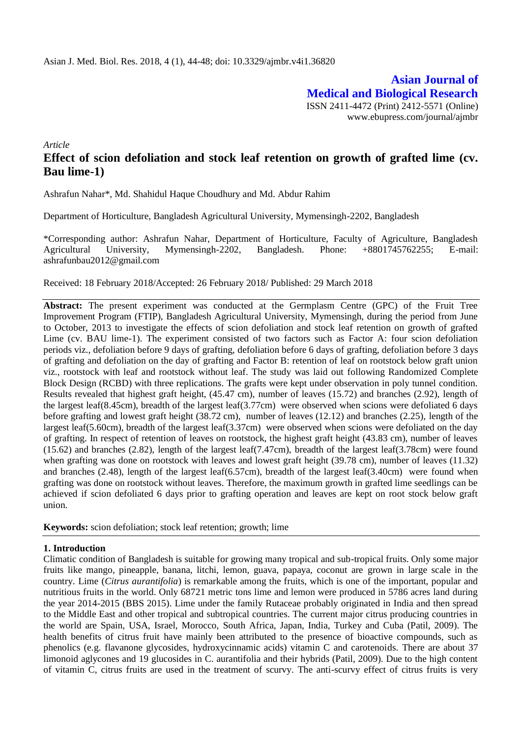Asian J. Med. Biol. Res. 2018, 4 (1), 44-48; doi: 10.3329/ajmbr.v4i1.36820

**Asian Journal of Medical and Biological Research**

ISSN 2411-4472 (Print) 2412-5571 (Online)
www.ebupress.com/journal/ajmbr

*Article*

# Effect of scion defoliation and stock leaf retention on growth of grafted lime (cv. Bau lime-1)

Ashrafun Nahar*, Md. Shahidul Haque Choudhury and Md. Abdur Rahim

Department of Horticulture, Bangladesh Agricultural University, Mymensingh-2202, Bangladesh

*Corresponding author: Ashrafun Nahar, Department of Horticulture, Faculty of Agriculture, Bangladesh Agricultural University, Mymensingh-2202, Bangladesh. Phone: +8801745762255; E-mail: ashrafunbau2012@gmail.com

Received: 18 February 2018/Accepted: 26 February 2018/ Published: 29 March 2018

**Abstract:** The present experiment was conducted at the Germplasm Centre (GPC) of the Fruit Tree Improvement Program (FTIP), Bangladesh Agricultural University, Mymensingh, during the period from June to October, 2013 to investigate the effects of scion defoliation and stock leaf retention on growth of grafted Lime (cv. BAU lime-1). The experiment consisted of two factors such as Factor A: four scion defoliation periods viz., defoliation before 9 days of grafting, defoliation before 6 days of grafting, defoliation before 3 days of grafting and defoliation on the day of grafting and Factor B: retention of leaf on rootstock below graft union viz., rootstock with leaf and rootstock without leaf. The study was laid out following Randomized Complete Block Design (RCBD) with three replications. The grafts were kept under observation in poly tunnel condition. Results revealed that highest graft height, (45.47 cm), number of leaves (15.72) and branches (2.92), length of the largest leaf(8.45cm), breadth of the largest leaf(3.77cm) were observed when scions were defoliated 6 days before grafting and lowest graft height (38.72 cm), number of leaves (12.12) and branches (2.25), length of the largest leaf(5.60cm), breadth of the largest leaf(3.37cm) were observed when scions were defoliated on the day of grafting. In respect of retention of leaves on rootstock, the highest graft height (43.83 cm), number of leaves (15.62) and branches (2.82), length of the largest leaf(7.47cm), breadth of the largest leaf(3.78cm) were found when grafting was done on rootstock with leaves and lowest graft height (39.78 cm), number of leaves (11.32) and branches (2.48), length of the largest leaf(6.57cm), breadth of the largest leaf(3.40cm) were found when grafting was done on rootstock without leaves. Therefore, the maximum growth in grafted lime seedlings can be achieved if scion defoliated 6 days prior to grafting operation and leaves are kept on root stock below graft union.

**Keywords:** scion defoliation; stock leaf retention; growth; lime

## 1. Introduction

Climatic condition of Bangladesh is suitable for growing many tropical and sub-tropical fruits. Only some major fruits like mango, pineapple, banana, litchi, lemon, guava, papaya, coconut are grown in large scale in the country. Lime (*Citrus aurantifolia*) is remarkable among the fruits, which is one of the important, popular and nutritious fruits in the world. Only 68721 metric tons lime and lemon were produced in 5786 acres land during the year 2014-2015 (BBS 2015). Lime under the family Rutaceae probably originated in India and then spread to the Middle East and other tropical and subtropical countries. The current major citrus producing countries in the world are Spain, USA, Israel, Morocco, South Africa, Japan, India, Turkey and Cuba (Patil, 2009). The health benefits of citrus fruit have mainly been attributed to the presence of bioactive compounds, such as phenolics (e.g. flavanone glycosides, hydroxycinnamic acids) vitamin C and carotenoids. There are about 37 limonoid aglycones and 19 glucosides in C. aurantifolia and their hybrids (Patil, 2009). Due to the high content of vitamin C, citrus fruits are used in the treatment of scurvy. The anti-scurvy effect of citrus fruits is very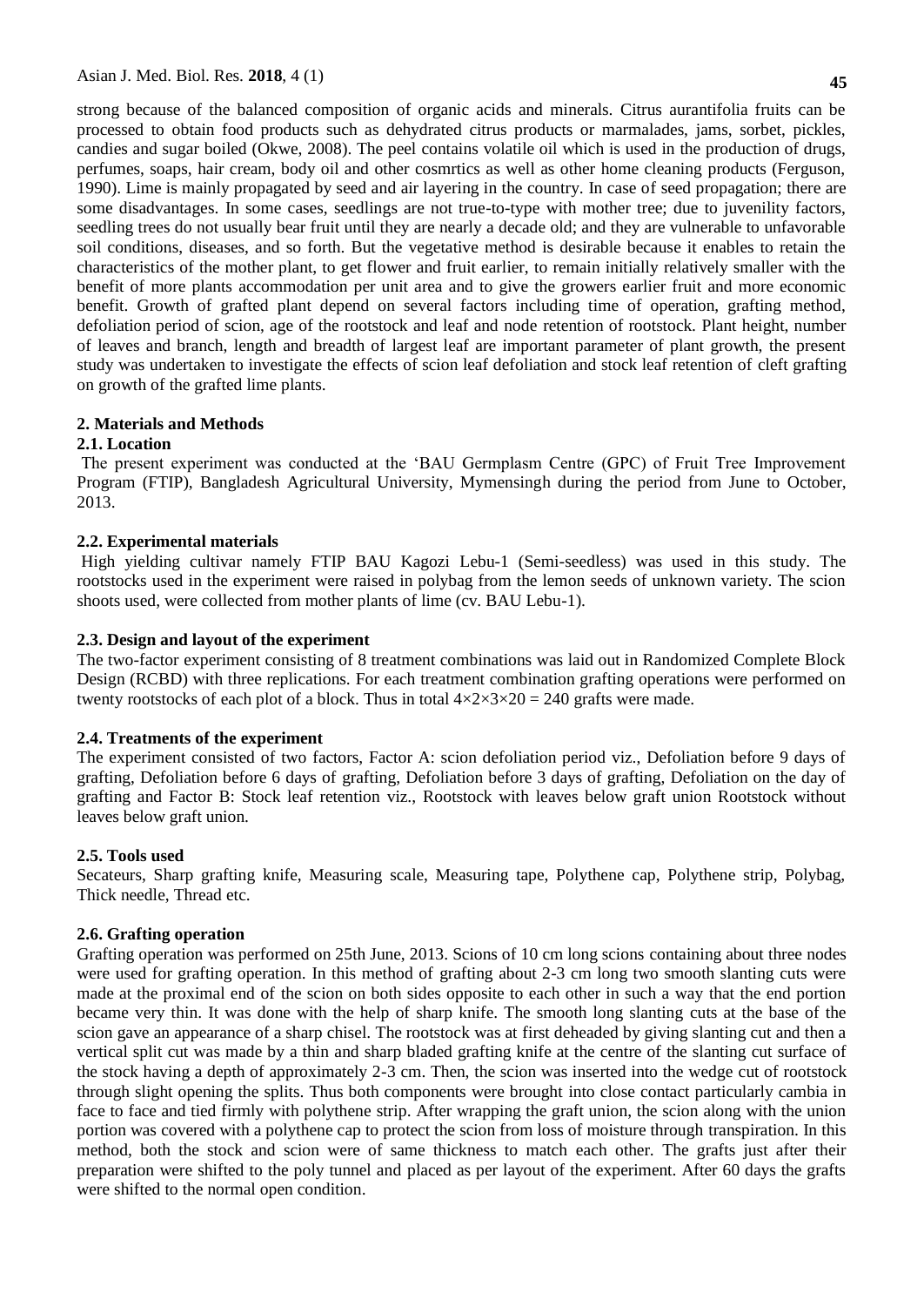strong because of the balanced composition of organic acids and minerals. Citrus aurantifolia fruits can be processed to obtain food products such as dehydrated citrus products or marmalades, jams, sorbet, pickles, candies and sugar boiled (Okwe, 2008). The peel contains volatile oil which is used in the production of drugs, perfumes, soaps, hair cream, body oil and other cosmrtics as well as other home cleaning products (Ferguson, 1990). Lime is mainly propagated by seed and air layering in the country. In case of seed propagation; there are some disadvantages. In some cases, seedlings are not true-to-type with mother tree; due to juvenility factors, seedling trees do not usually bear fruit until they are nearly a decade old; and they are vulnerable to unfavorable soil conditions, diseases, and so forth. But the vegetative method is desirable because it enables to retain the characteristics of the mother plant, to get flower and fruit earlier, to remain initially relatively smaller with the benefit of more plants accommodation per unit area and to give the growers earlier fruit and more economic benefit. Growth of grafted plant depend on several factors including time of operation, grafting method, defoliation period of scion, age of the rootstock and leaf and node retention of rootstock. Plant height, number of leaves and branch, length and breadth of largest leaf are important parameter of plant growth, the present study was undertaken to investigate the effects of scion leaf defoliation and stock leaf retention of cleft grafting on growth of the grafted lime plants.

## 2. Materials and Methods

### 2.1. Location

The present experiment was conducted at the 'BAU Germplasm Centre (GPC) of Fruit Tree Improvement Program (FTIP), Bangladesh Agricultural University, Mymensingh during the period from June to October, 2013.

### 2.2. Experimental materials

High yielding cultivar namely FTIP BAU Kagozi Lebu-1 (Semi-seedless) was used in this study. The rootstocks used in the experiment were raised in polybag from the lemon seeds of unknown variety. The scion shoots used, were collected from mother plants of lime (cv. BAU Lebu-1).

### 2.3. Design and layout of the experiment

The two-factor experiment consisting of 8 treatment combinations was laid out in Randomized Complete Block Design (RCBD) with three replications. For each treatment combination grafting operations were performed on twenty rootstocks of each plot of a block. Thus in total $4 \times 2 \times 3 \times 20 = 240$ grafts were made.

### 2.4. Treatments of the experiment

The experiment consisted of two factors, Factor A: scion defoliation period viz., Defoliation before 9 days of grafting, Defoliation before 6 days of grafting, Defoliation before 3 days of grafting, Defoliation on the day of grafting and Factor B: Stock leaf retention viz., Rootstock with leaves below graft union Rootstock without leaves below graft union.

### 2.5. Tools used

Secateurs, Sharp grafting knife, Measuring scale, Measuring tape, Polythene cap, Polythene strip, Polybag, Thick needle, Thread etc.

### 2.6. Grafting operation

Grafting operation was performed on 25th June, 2013. Scions of 10 cm long scions containing about three nodes were used for grafting operation. In this method of grafting about 2-3 cm long two smooth slanting cuts were made at the proximal end of the scion on both sides opposite to each other in such a way that the end portion became very thin. It was done with the help of sharp knife. The smooth long slanting cuts at the base of the scion gave an appearance of a sharp chisel. The rootstock was at first deheaded by giving slanting cut and then a vertical split cut was made by a thin and sharp bladed grafting knife at the centre of the slanting cut surface of the stock having a depth of approximately 2-3 cm. Then, the scion was inserted into the wedge cut of rootstock through slight opening the splits. Thus both components were brought into close contact particularly cambia in face to face and tied firmly with polythene strip. After wrapping the graft union, the scion along with the union portion was covered with a polythene cap to protect the scion from loss of moisture through transpiration. In this method, both the stock and scion were of same thickness to match each other. The grafts just after their preparation were shifted to the poly tunnel and placed as per layout of the experiment. After 60 days the grafts were shifted to the normal open condition.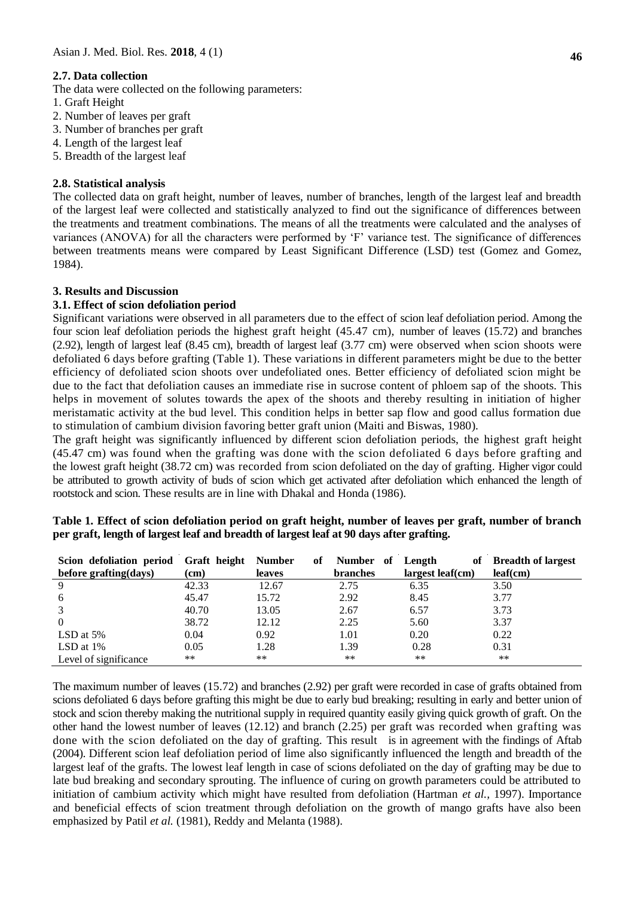### 2.7. Data collection

The data were collected on the following parameters:

1. Graft Height
2. Number of leaves per graft
3. Number of branches per graft
4. Length of the largest leaf
5. Breadth of the largest leaf

### 2.8. Statistical analysis

The collected data on graft height, number of leaves, number of branches, length of the largest leaf and breadth of the largest leaf were collected and statistically analyzed to find out the significance of differences between the treatments and treatment combinations. The means of all the treatments were calculated and the analyses of variances (ANOVA) for all the characters were performed by 'F' variance test. The significance of differences between treatments means were compared by Least Significant Difference (LSD) test (Gomez and Gomez, 1984).

## 3. Results and Discussion

### 3.1. Effect of scion defoliation period

Significant variations were observed in all parameters due to the effect of scion leaf defoliation period. Among the four scion leaf defoliation periods the highest graft height (45.47 cm), number of leaves (15.72) and branches (2.92), length of largest leaf (8.45 cm), breadth of largest leaf (3.77 cm) were observed when scion shoots were defoliated 6 days before grafting (Table 1). These variations in different parameters might be due to the better efficiency of defoliated scion shoots over undefoliated ones. Better efficiency of defoliated scion might be due to the fact that defoliation causes an immediate rise in sucrose content of phloem sap of the shoots. This helps in movement of solutes towards the apex of the shoots and thereby resulting in initiation of higher meristamatic activity at the bud level. This condition helps in better sap flow and good callus formation due to stimulation of cambium division favoring better graft union (Maiti and Biswas, 1980).

The graft height was significantly influenced by different scion defoliation periods, the highest graft height (45.47 cm) was found when the grafting was done with the scion defoliated 6 days before grafting and the lowest graft height (38.72 cm) was recorded from scion defoliated on the day of grafting. Higher vigor could be attributed to growth activity of buds of scion which get activated after defoliation which enhanced the length of rootstock and scion. These results are in line with Dhakal and Honda (1986).

**Table 1. Effect of scion defoliation period on graft height, number of leaves per graft, number of branch per graft, length of largest leaf and breadth of largest leaf at 90 days after grafting.**

| Scion defoliation period before grafting(days) | Graft height (cm) | Number of leaves | Number of branches | Length of largest leaf(cm) | Breadth of largest leaf(cm) |
|---|---|---|---|---|---|
| 9 | 42.33 | 12.67 | 2.75 | 6.35 | 3.50 |
| 6 | 45.47 | 15.72 | 2.92 | 8.45 | 3.77 |
| 3 | 40.70 | 13.05 | 2.67 | 6.57 | 3.73 |
| 0 | 38.72 | 12.12 | 2.25 | 5.60 | 3.37 |
| LSD at 5% | 0.04 | 0.92 | 1.01 | 0.20 | 0.22 |
| LSD at 1% | 0.05 | 1.28 | 1.39 | 0.28 | 0.31 |
| Level of significance | ** | ** | ** | ** | ** |

The maximum number of leaves (15.72) and branches (2.92) per graft were recorded in case of grafts obtained from scions defoliated 6 days before grafting this might be due to early bud breaking; resulting in early and better union of stock and scion thereby making the nutritional supply in required quantity easily giving quick growth of graft. On the other hand the lowest number of leaves (12.12) and branch (2.25) per graft was recorded when grafting was done with the scion defoliated on the day of grafting. This result is in agreement with the findings of Aftab (2004). Different scion leaf defoliation period of lime also significantly influenced the length and breadth of the largest leaf of the grafts. The lowest leaf length in case of scions defoliated on the day of grafting may be due to late bud breaking and secondary sprouting. The influence of curing on growth parameters could be attributed to initiation of cambium activity which might have resulted from defoliation (Hartman *et al.,* 1997). Importance and beneficial effects of scion treatment through defoliation on the growth of mango grafts have also been emphasized by Patil *et al.* (1981), Reddy and Melanta (1988).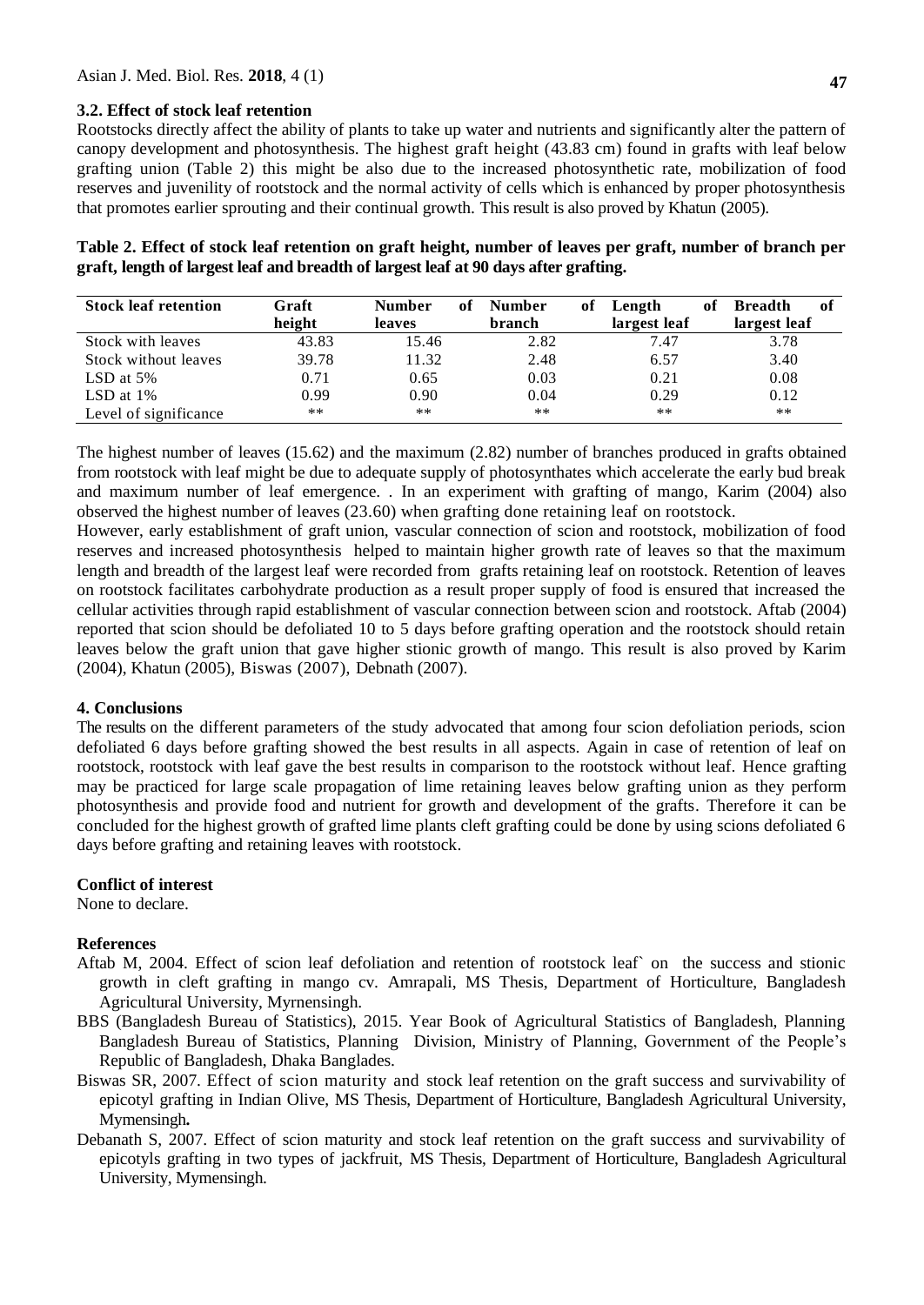### 3.2. Effect of stock leaf retention

Rootstocks directly affect the ability of plants to take up water and nutrients and significantly alter the pattern of canopy development and photosynthesis. The highest graft height (43.83 cm) found in grafts with leaf below grafting union (Table 2) this might be also due to the increased photosynthetic rate, mobilization of food reserves and juvenility of rootstock and the normal activity of cells which is enhanced by proper photosynthesis that promotes earlier sprouting and their continual growth. This result is also proved by Khatun (2005).

**Table 2. Effect of stock leaf retention on graft height, number of leaves per graft, number of branch per graft, length of largest leaf and breadth of largest leaf at 90 days after grafting.**

| Stock leaf retention | Graft height | Number of leaves | Number of branch | Length of largest leaf | Breadth of largest leaf |
|---|---|---|---|---|---|
| Stock with leaves | 43.83 | 15.46 | 2.82 | 7.47 | 3.78 |
| Stock without leaves | 39.78 | 11.32 | 2.48 | 6.57 | 3.40 |
| LSD at 5% | 0.71 | 0.65 | 0.03 | 0.21 | 0.08 |
| LSD at 1% | 0.99 | 0.90 | 0.04 | 0.29 | 0.12 |
| Level of significance | ** | ** | ** | ** | ** |

The highest number of leaves (15.62) and the maximum (2.82) number of branches produced in grafts obtained from rootstock with leaf might be due to adequate supply of photosynthates which accelerate the early bud break and maximum number of leaf emergence. . In an experiment with grafting of mango, Karim (2004) also observed the highest number of leaves (23.60) when grafting done retaining leaf on rootstock.

However, early establishment of graft union, vascular connection of scion and rootstock, mobilization of food reserves and increased photosynthesis helped to maintain higher growth rate of leaves so that the maximum length and breadth of the largest leaf were recorded from grafts retaining leaf on rootstock. Retention of leaves on rootstock facilitates carbohydrate production as a result proper supply of food is ensured that increased the cellular activities through rapid establishment of vascular connection between scion and rootstock. Aftab (2004) reported that scion should be defoliated 10 to 5 days before grafting operation and the rootstock should retain leaves below the graft union that gave higher stionic growth of mango. This result is also proved by Karim (2004), Khatun (2005), Biswas (2007), Debnath (2007).

## 4. Conclusions

The results on the different parameters of the study advocated that among four scion defoliation periods, scion defoliated 6 days before grafting showed the best results in all aspects. Again in case of retention of leaf on rootstock, rootstock with leaf gave the best results in comparison to the rootstock without leaf. Hence grafting may be practiced for large scale propagation of lime retaining leaves below grafting union as they perform photosynthesis and provide food and nutrient for growth and development of the grafts. Therefore it can be concluded for the highest growth of grafted lime plants cleft grafting could be done by using scions defoliated 6 days before grafting and retaining leaves with rootstock.

## Conflict of interest

None to declare.

## References

Aftab M, 2004. Effect of scion leaf defoliation and retention of rootstock leaf` on the success and stionic growth in cleft grafting in mango cv. Amrapali, MS Thesis, Department of Horticulture, Bangladesh Agricultural University, Myrnensingh.

BBS (Bangladesh Bureau of Statistics), 2015. Year Book of Agricultural Statistics of Bangladesh, Planning Bangladesh Bureau of Statistics, Planning Division, Ministry of Planning, Government of the People's Republic of Bangladesh, Dhaka Banglades.

Biswas SR, 2007. Effect of scion maturity and stock leaf retention on the graft success and survivability of epicotyl grafting in Indian Olive, MS Thesis, Department of Horticulture, Bangladesh Agricultural University, Mymensingh**.**

Debanath S, 2007. Effect of scion maturity and stock leaf retention on the graft success and survivability of epicotyls grafting in two types of jackfruit, MS Thesis, Department of Horticulture, Bangladesh Agricultural University, Mymensingh.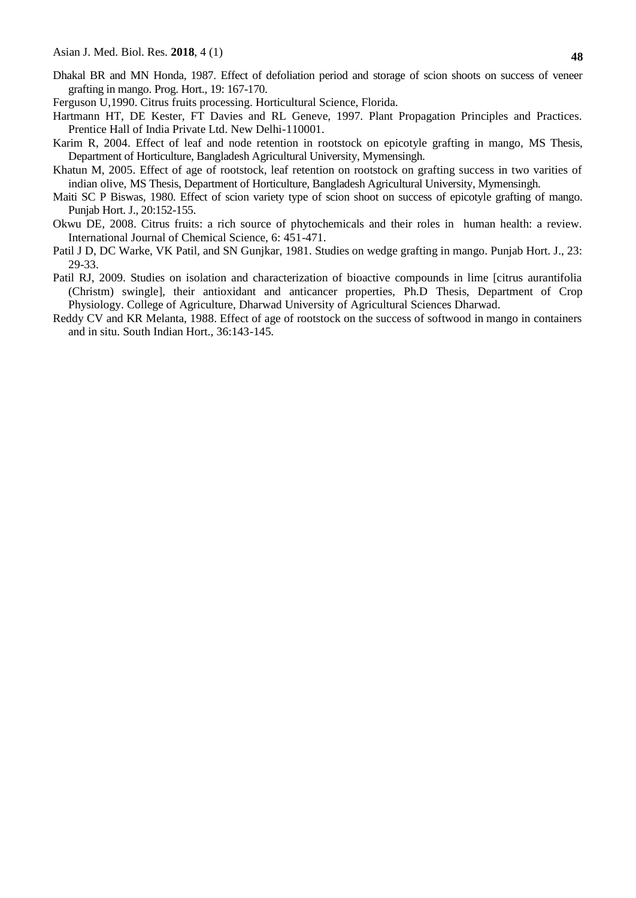Dhakal BR and MN Honda, 1987. Effect of defoliation period and storage of scion shoots on success of veneer grafting in mango. Prog. Hort., 19: 167-170.

Ferguson U,1990. Citrus fruits processing. Horticultural Science, Florida.

Hartmann HT, DE Kester, FT Davies and RL Geneve, 1997. Plant Propagation Principles and Practices. Prentice Hall of India Private Ltd. New Delhi-110001.

Karim R, 2004. Effect of leaf and node retention in rootstock on epicotyle grafting in mango, MS Thesis, Department of Horticulture, Bangladesh Agricultural University, Mymensingh.

Khatun M, 2005. Effect of age of rootstock, leaf retention on rootstock on grafting success in two varities of indian olive, MS Thesis, Department of Horticulture, Bangladesh Agricultural University, Mymensingh.

Maiti SC P Biswas, 1980. Effect of scion variety type of scion shoot on success of epicotyle grafting of mango. Punjab Hort. J., 20:152-155.

Okwu DE, 2008. Citrus fruits: a rich source of phytochemicals and their roles in human health: a review. International Journal of Chemical Science, 6: 451-471.

Patil J D, DC Warke, VK Patil, and SN Gunjkar, 1981. Studies on wedge grafting in mango. Punjab Hort. J., 23: 29-33.

Patil RJ, 2009. Studies on isolation and characterization of bioactive compounds in lime [citrus aurantifolia (Christm) swingle], their antioxidant and anticancer properties, Ph.D Thesis, Department of Crop Physiology. College of Agriculture, Dharwad University of Agricultural Sciences Dharwad.

Reddy CV and KR Melanta, 1988. Effect of age of rootstock on the success of softwood in mango in containers and in situ. South Indian Hort., 36:143-145.